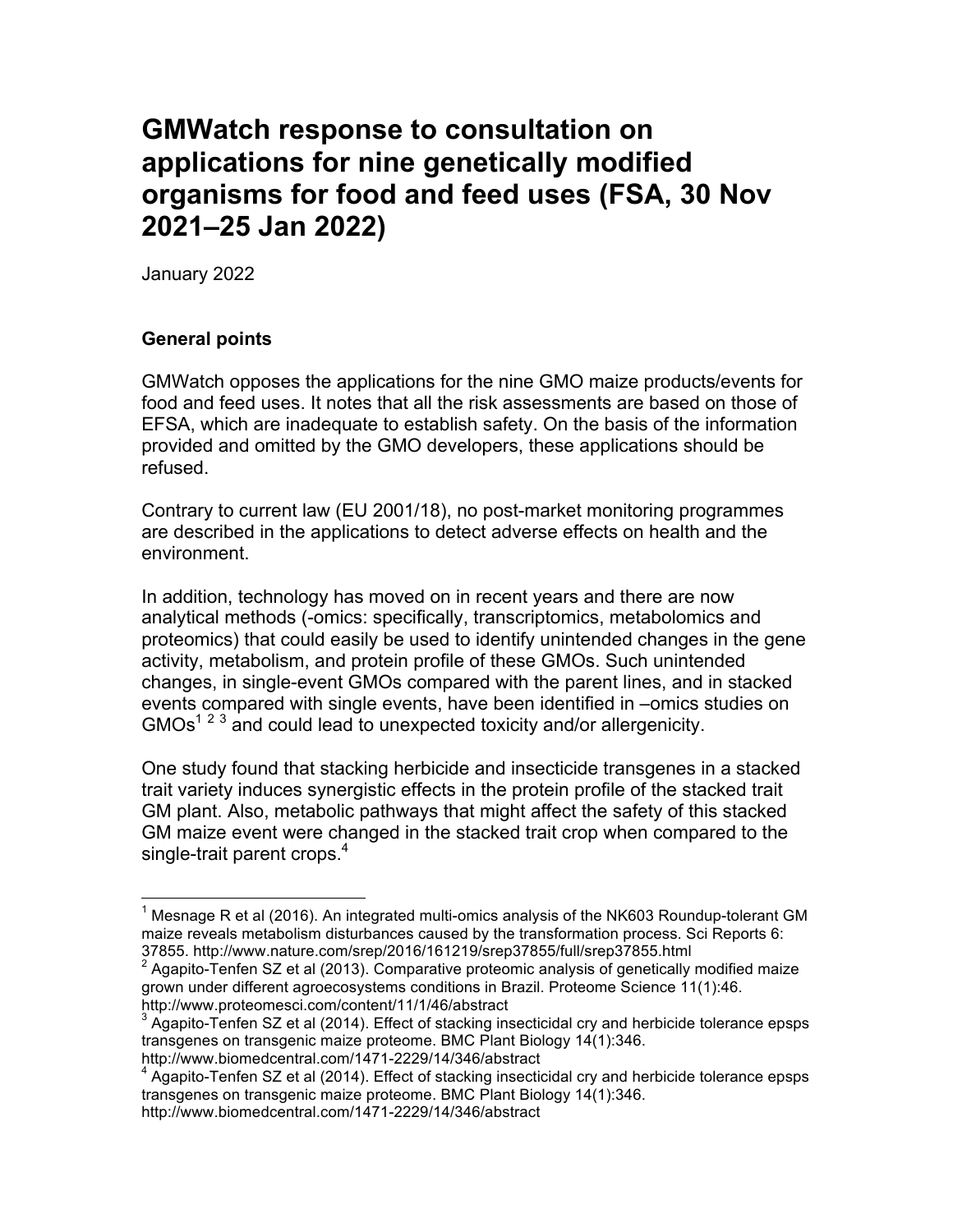# GMWatch response to consultation on applications for nine genetically modified organisms for food and feed uses (FSA, 30 Nov 2021–25 Jan 2022)

January 2022

### General points

GMWatch opposes the applications for the nine GMO maize products/events for food and feed uses. It notes that all the risk assessments are based on those of EFSA, which are inadequate to establish safety. On the basis of the information provided and omitted by the GMO developers, these applications should be refused.

Contrary to current law (EU 2001/18), no post-market monitoring programmes are described in the applications to detect adverse effects on health and the environment.

In addition, technology has moved on in recent years and there are now analytical methods (-omics: specifically, transcriptomics, metabolomics and proteomics) that could easily be used to identify unintended changes in the gene activity, metabolism, and protein profile of these GMOs. Such unintended changes, in single-event GMOs compared with the parent lines, and in stacked events compared with single events, have been identified in –omics studies on GMOs[1 2 3] and could lead to unexpected toxicity and/or allergenicity.

One study found that stacking herbicide and insecticide transgenes in a stacked trait variety induces synergistic effects in the protein profile of the stacked trait GM plant. Also, metabolic pathways that might affect the safety of this stacked GM maize event were changed in the stacked trait crop when compared to the single-trait parent crops.[4]

---

[1] Mesnage R et al (2016). An integrated multi-omics analysis of the NK603 Roundup-tolerant GM maize reveals metabolism disturbances caused by the transformation process. Sci Reports 6: 37855. http://www.nature.com/srep/2016/161219/srep37855/full/srep37855.html

[2] Agapito-Tenfen SZ et al (2013). Comparative proteomic analysis of genetically modified maize grown under different agroecosystems conditions in Brazil. Proteome Science 11(1):46. http://www.proteomesci.com/content/11/1/46/abstract

[3] Agapito-Tenfen SZ et al (2014). Effect of stacking insecticidal cry and herbicide tolerance epsps transgenes on transgenic maize proteome. BMC Plant Biology 14(1):346. http://www.biomedcentral.com/1471-2229/14/346/abstract

[4] Agapito-Tenfen SZ et al (2014). Effect of stacking insecticidal cry and herbicide tolerance epsps transgenes on transgenic maize proteome. BMC Plant Biology 14(1):346. http://www.biomedcentral.com/1471-2229/14/346/abstract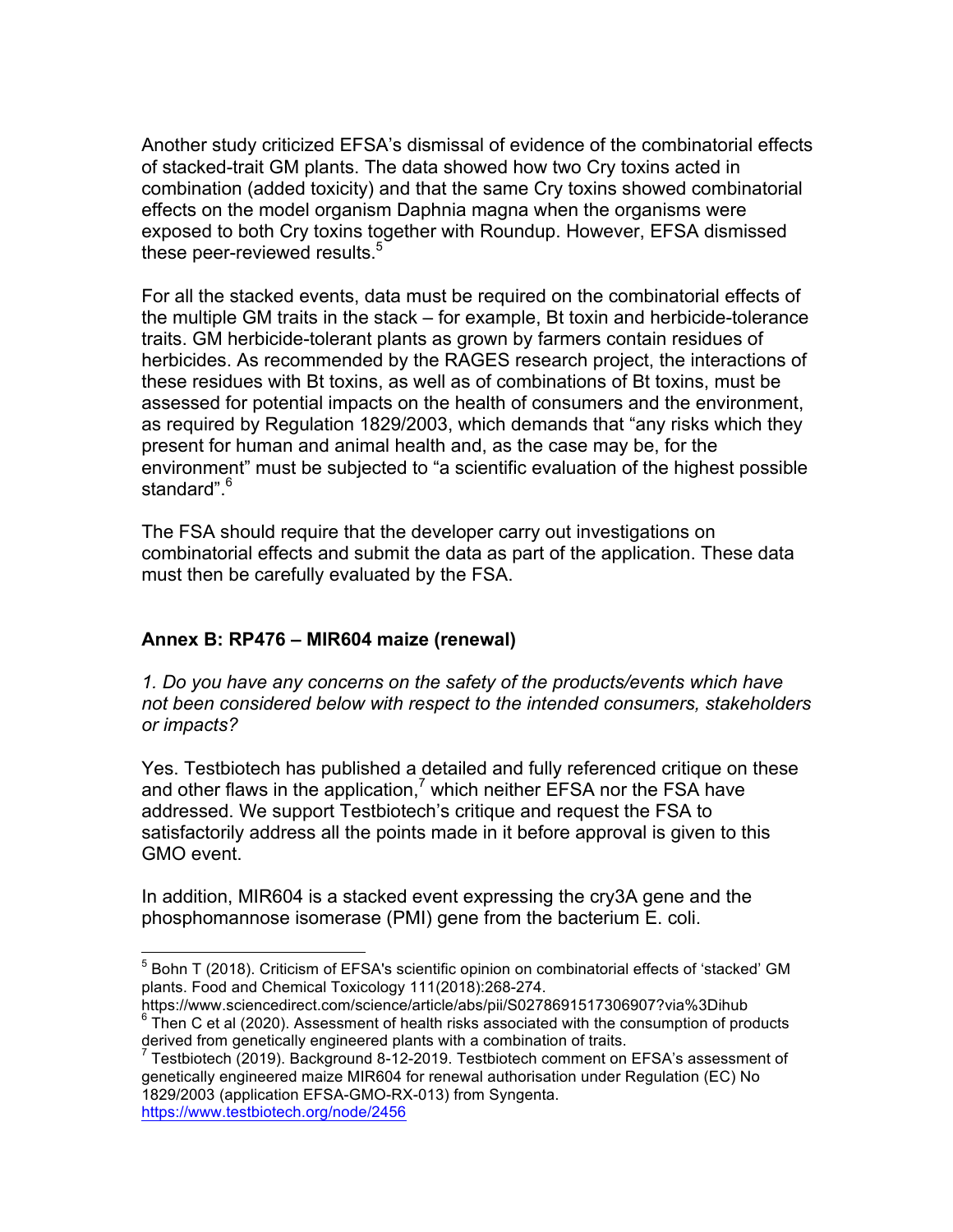Another study criticized EFSA's dismissal of evidence of the combinatorial effects of stacked-trait GM plants. The data showed how two Cry toxins acted in combination (added toxicity) and that the same Cry toxins showed combinatorial effects on the model organism Daphnia magna when the organisms were exposed to both Cry toxins together with Roundup. However, EFSA dismissed these peer-reviewed results.[5]

For all the stacked events, data must be required on the combinatorial effects of the multiple GM traits in the stack – for example, Bt toxin and herbicide-tolerance traits. GM herbicide-tolerant plants as grown by farmers contain residues of herbicides. As recommended by the RAGES research project, the interactions of these residues with Bt toxins, as well as of combinations of Bt toxins, must be assessed for potential impacts on the health of consumers and the environment, as required by Regulation 1829/2003, which demands that "any risks which they present for human and animal health and, as the case may be, for the environment" must be subjected to "a scientific evaluation of the highest possible standard".[6]

The FSA should require that the developer carry out investigations on combinatorial effects and submit the data as part of the application. These data must then be carefully evaluated by the FSA.

### Annex B: RP476 – MIR604 maize (renewal)

*1. Do you have any concerns on the safety of the products/events which have not been considered below with respect to the intended consumers, stakeholders or impacts?*

Yes. Testbiotech has published a detailed and fully referenced critique on these and other flaws in the application,[7] which neither EFSA nor the FSA have addressed. We support Testbiotech's critique and request the FSA to satisfactorily address all the points made in it before approval is given to this GMO event.

In addition, MIR604 is a stacked event expressing the cry3A gene and the phosphomannose isomerase (PMI) gene from the bacterium E. coli.

---

[5] Bohn T (2018). Criticism of EFSA's scientific opinion on combinatorial effects of 'stacked' GM plants. Food and Chemical Toxicology 111(2018):268-274. https://www.sciencedirect.com/science/article/abs/pii/S0278691517306907?via%3Dihub

[6] Then C et al (2020). Assessment of health risks associated with the consumption of products derived from genetically engineered plants with a combination of traits.

[7] Testbiotech (2019). Background 8-12-2019. Testbiotech comment on EFSA's assessment of genetically engineered maize MIR604 for renewal authorisation under Regulation (EC) No 1829/2003 (application EFSA-GMO-RX-013) from Syngenta. https://www.testbiotech.org/node/2456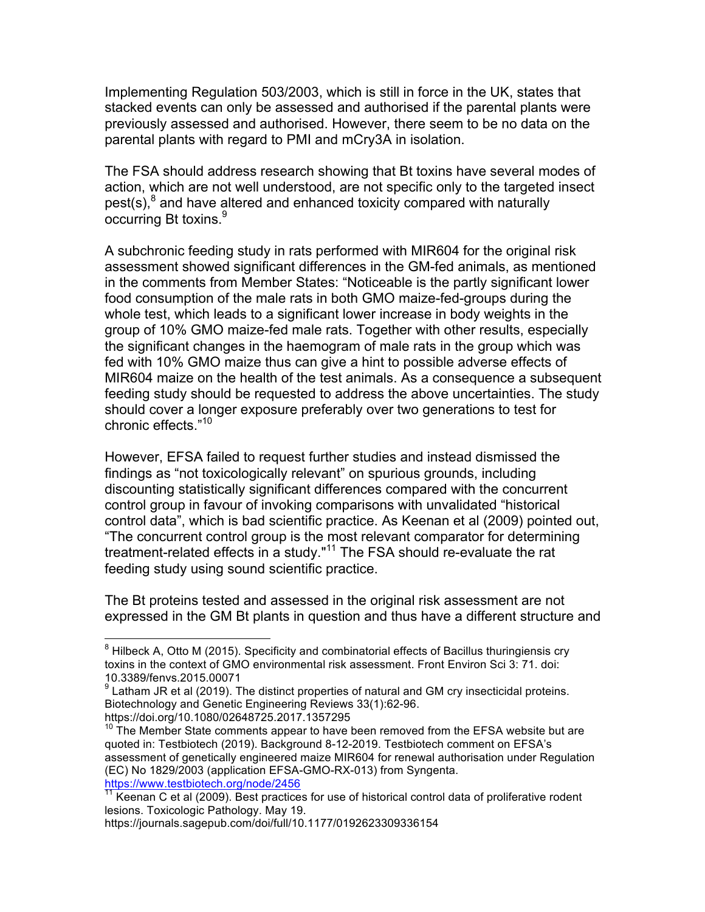Implementing Regulation 503/2003, which is still in force in the UK, states that stacked events can only be assessed and authorised if the parental plants were previously assessed and authorised. However, there seem to be no data on the parental plants with regard to PMI and mCry3A in isolation.

The FSA should address research showing that Bt toxins have several modes of action, which are not well understood, are not specific only to the targeted insect pest(s),[8] and have altered and enhanced toxicity compared with naturally occurring Bt toxins.[9]

A subchronic feeding study in rats performed with MIR604 for the original risk assessment showed significant differences in the GM-fed animals, as mentioned in the comments from Member States: "Noticeable is the partly significant lower food consumption of the male rats in both GMO maize-fed-groups during the whole test, which leads to a significant lower increase in body weights in the group of 10% GMO maize-fed male rats. Together with other results, especially the significant changes in the haemogram of male rats in the group which was fed with 10% GMO maize thus can give a hint to possible adverse effects of MIR604 maize on the health of the test animals. As a consequence a subsequent feeding study should be requested to address the above uncertainties. The study should cover a longer exposure preferably over two generations to test for chronic effects."[10]

However, EFSA failed to request further studies and instead dismissed the findings as "not toxicologically relevant" on spurious grounds, including discounting statistically significant differences compared with the concurrent control group in favour of invoking comparisons with unvalidated "historical control data", which is bad scientific practice. As Keenan et al (2009) pointed out, "The concurrent control group is the most relevant comparator for determining treatment-related effects in a study."[11] The FSA should re-evaluate the rat feeding study using sound scientific practice.

The Bt proteins tested and assessed in the original risk assessment are not expressed in the GM Bt plants in question and thus have a different structure and

---

[8] Hilbeck A, Otto M (2015). Specificity and combinatorial effects of Bacillus thuringiensis cry toxins in the context of GMO environmental risk assessment. Front Environ Sci 3: 71. doi: 10.3389/fenvs.2015.00071

[9] Latham JR et al (2019). The distinct properties of natural and GM cry insecticidal proteins. Biotechnology and Genetic Engineering Reviews 33(1):62-96. https://doi.org/10.1080/02648725.2017.1357295

[10] The Member State comments appear to have been removed from the EFSA website but are quoted in: Testbiotech (2019). Background 8-12-2019. Testbiotech comment on EFSA's assessment of genetically engineered maize MIR604 for renewal authorisation under Regulation (EC) No 1829/2003 (application EFSA-GMO-RX-013) from Syngenta. https://www.testbiotech.org/node/2456

[11] Keenan C et al (2009). Best practices for use of historical control data of proliferative rodent lesions. Toxicologic Pathology. May 19. https://journals.sagepub.com/doi/full/10.1177/0192623309336154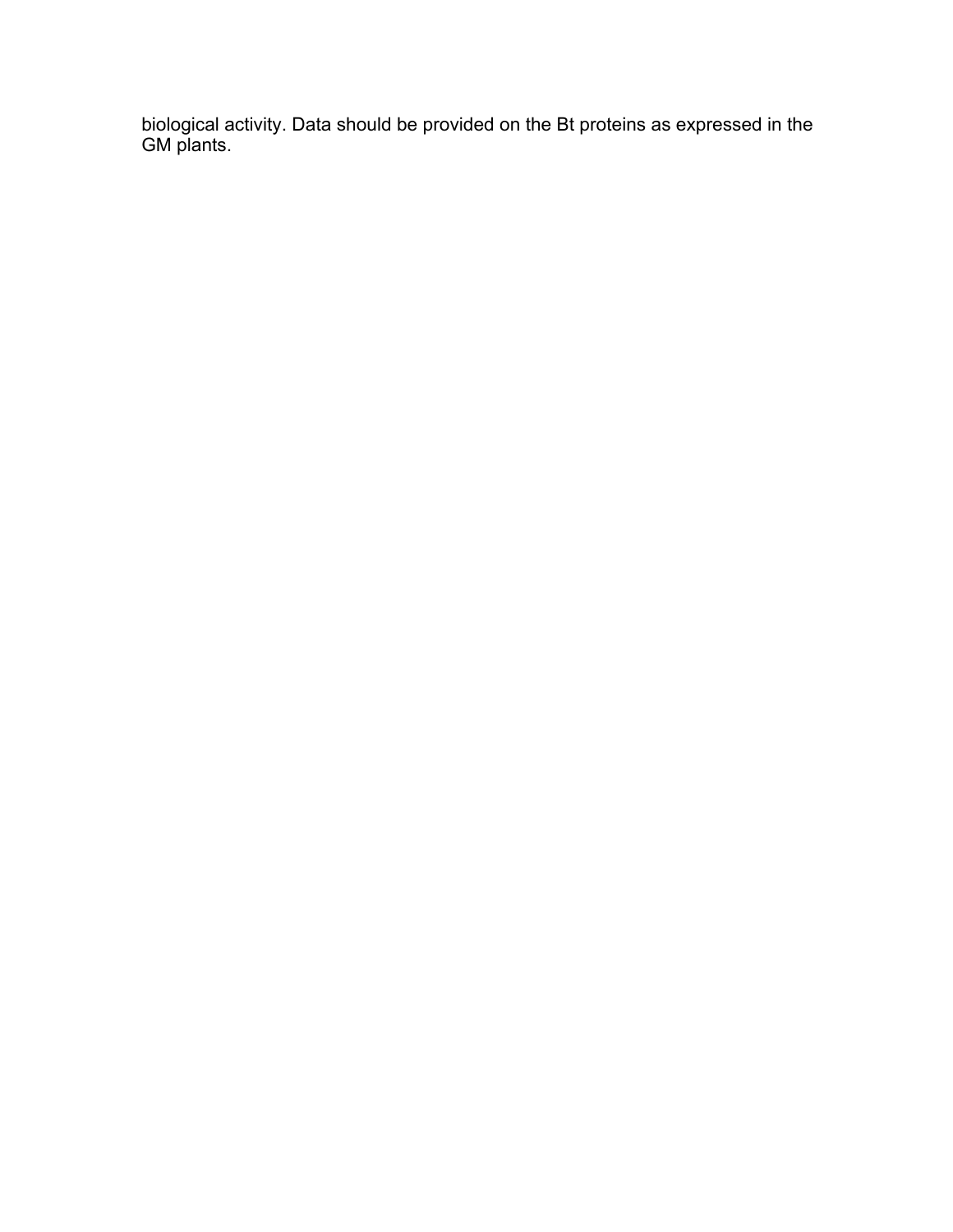biological activity. Data should be provided on the Bt proteins as expressed in the GM plants.